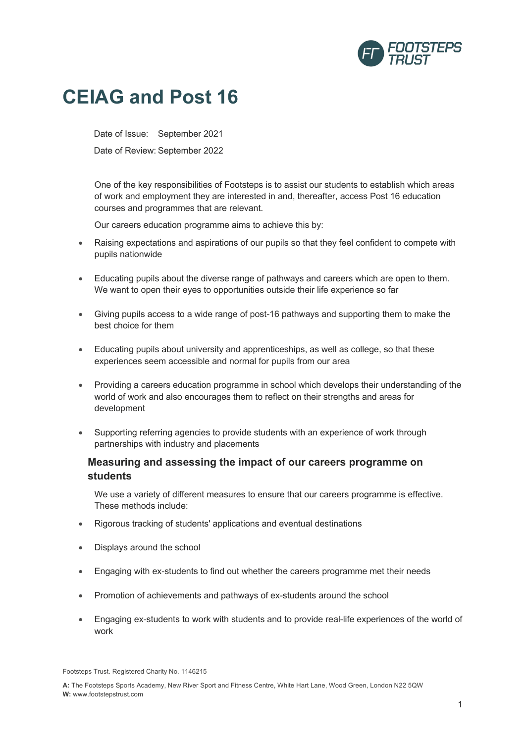# CEIAG and Post 16

Date of Issue: September 2021

Date of Review: September 2022

One of the key responsibilities of Footsteps is to assist our students to establish which areas of work and employment they are interested in and, thereafter, access Post 16 education courses and programmes that are relevant.

Our careers education programme aims to achieve this by:

- Raising expectations and aspirations of our pupils so that they feel confident to compete with pupils nationwide
- Educating pupils about the diverse range of pathways and careers which are open to them. We want to open their eyes to opportunities outside their life experience so far
- Giving pupils access to a wide range of post-16 pathways and supporting them to make the best choice for them
- Educating pupils about university and apprenticeships, as well as college, so that these experiences seem accessible and normal for pupils from our area
- Providing a careers education programme in school which develops their understanding of the world of work and also encourages them to reflect on their strengths and areas for development
- Supporting referring agencies to provide students with an experience of work through partnerships with industry and placements

### Measuring and assessing the impact of our careers programme on students

We use a variety of different measures to ensure that our careers programme is effective. These methods include:

- Rigorous tracking of students' applications and eventual destinations
- Displays around the school
- Engaging with ex-students to find out whether the careers programme met their needs
- Promotion of achievements and pathways of ex-students around the school
- Engaging ex-students to work with students and to provide real-life experiences of the world of work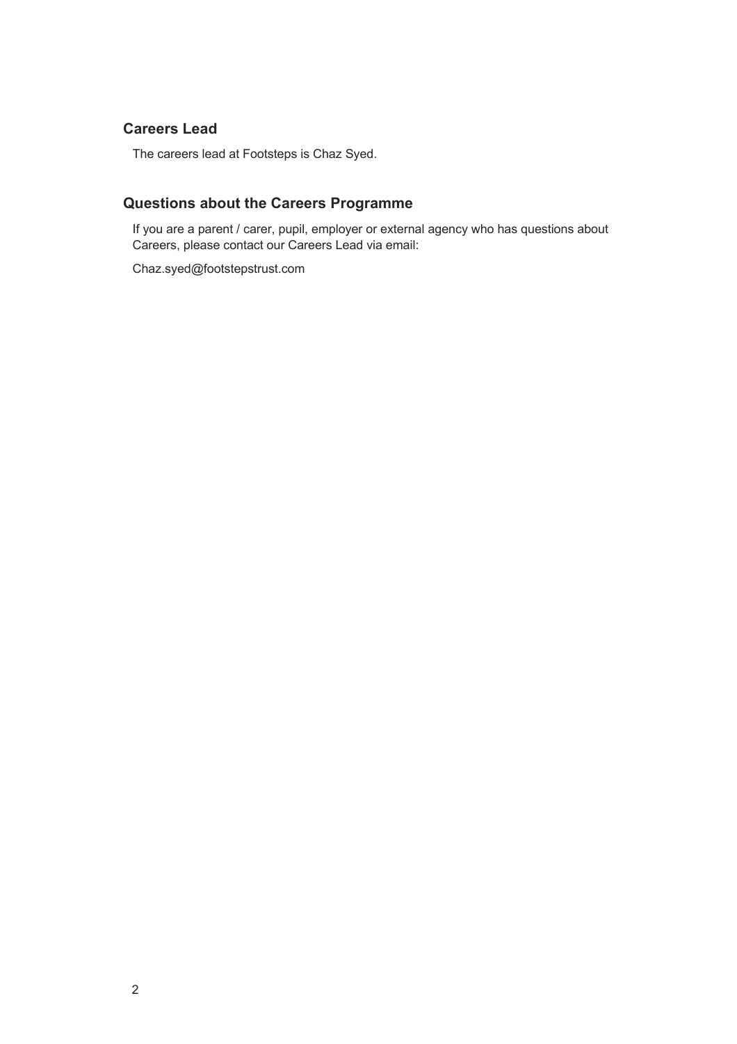## Careers Lead

The careers lead at Footsteps is Chaz Syed.

## Questions about the Careers Programme

If you are a parent / carer, pupil, employer or external agency who has questions about Careers, please contact our Careers Lead via email:

Chaz.syed@footstepstrust.com